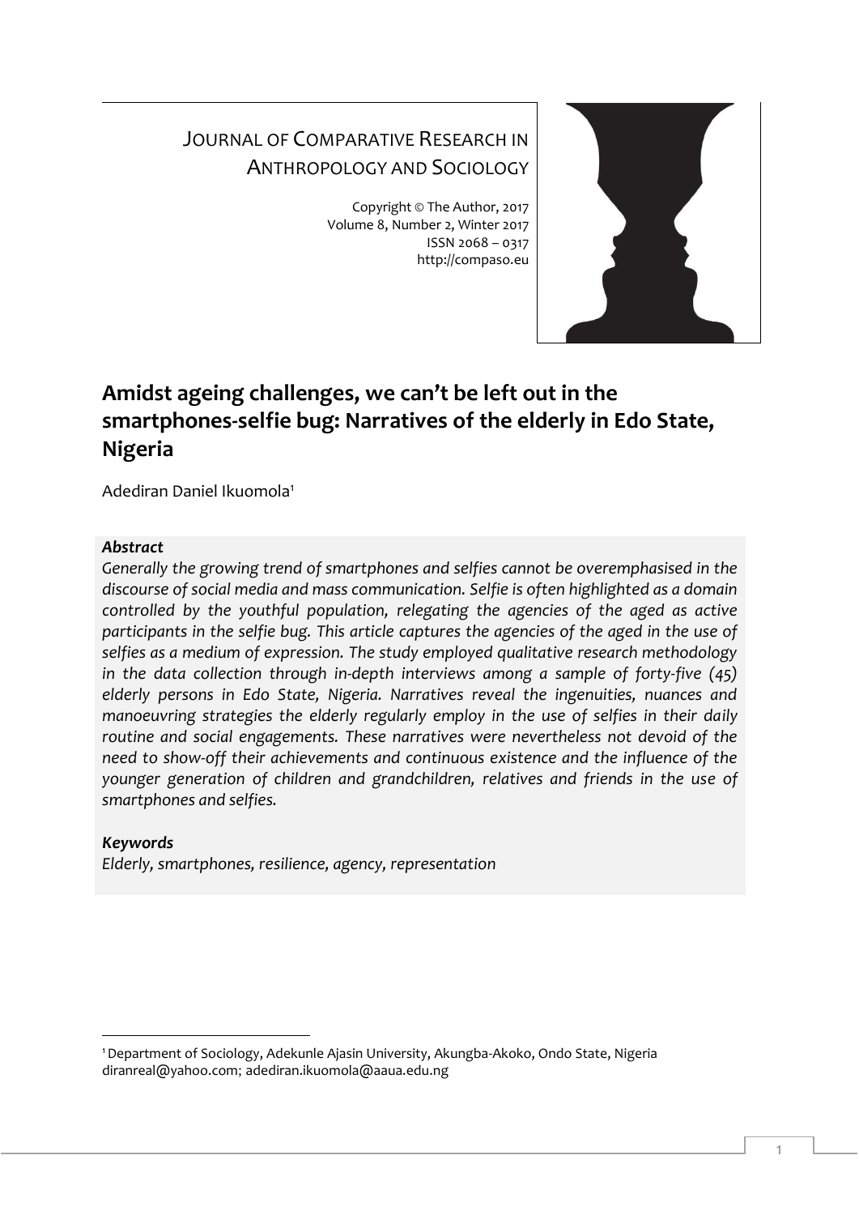JOURNAL OF COMPARATIVE RESEARCH IN ANTHROPOLOGY AND SOCIOLOGY

Copyright © The Author, 2017
Volume 8, Number 2, Winter 2017
ISSN 2068 – 0317
http://compaso.eu

# Amidst ageing challenges, we can't be left out in the smartphones-selfie bug: Narratives of the elderly in Edo State, Nigeria

Adediran Daniel Ikuomola[1]

### *Abstract*

*Generally the growing trend of smartphones and selfies cannot be overemphasised in the discourse of social media and mass communication. Selfie is often highlighted as a domain controlled by the youthful population, relegating the agencies of the aged as active participants in the selfie bug. This article captures the agencies of the aged in the use of selfies as a medium of expression. The study employed qualitative research methodology in the data collection through in-depth interviews among a sample of forty-five (45) elderly persons in Edo State, Nigeria. Narratives reveal the ingenuities, nuances and manoeuvring strategies the elderly regularly employ in the use of selfies in their daily routine and social engagements. These narratives were nevertheless not devoid of the need to show-off their achievements and continuous existence and the influence of the younger generation of children and grandchildren, relatives and friends in the use of smartphones and selfies.*

### *Keywords*

*Elderly, smartphones, resilience, agency, representation*

[1] Department of Sociology, Adekunle Ajasin University, Akungba-Akoko, Ondo State, Nigeria diranreal@yahoo.com; adediran.ikuomola@aaua.edu.ng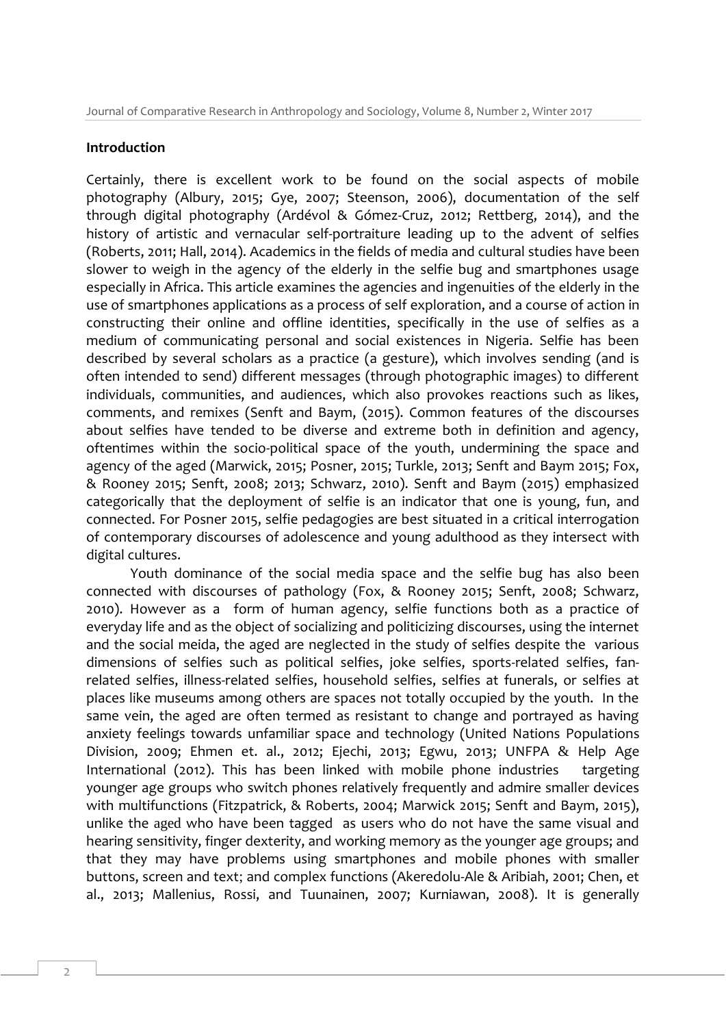## Introduction

Certainly, there is excellent work to be found on the social aspects of mobile photography (Albury, 2015; Gye, 2007; Steenson, 2006), documentation of the self through digital photography (Ardévol & Gómez-Cruz, 2012; Rettberg, 2014), and the history of artistic and vernacular self-portraiture leading up to the advent of selfies (Roberts, 2011; Hall, 2014). Academics in the fields of media and cultural studies have been slower to weigh in the agency of the elderly in the selfie bug and smartphones usage especially in Africa. This article examines the agencies and ingenuities of the elderly in the use of smartphones applications as a process of self exploration, and a course of action in constructing their online and offline identities, specifically in the use of selfies as a medium of communicating personal and social existences in Nigeria. Selfie has been described by several scholars as a practice (a gesture), which involves sending (and is often intended to send) different messages (through photographic images) to different individuals, communities, and audiences, which also provokes reactions such as likes, comments, and remixes (Senft and Baym, (2015). Common features of the discourses about selfies have tended to be diverse and extreme both in definition and agency, oftentimes within the socio-political space of the youth, undermining the space and agency of the aged (Marwick, 2015; Posner, 2015; Turkle, 2013; Senft and Baym 2015; Fox, & Rooney 2015; Senft, 2008; 2013; Schwarz, 2010). Senft and Baym (2015) emphasized categorically that the deployment of selfie is an indicator that one is young, fun, and connected. For Posner 2015, selfie pedagogies are best situated in a critical interrogation of contemporary discourses of adolescence and young adulthood as they intersect with digital cultures.

Youth dominance of the social media space and the selfie bug has also been connected with discourses of pathology (Fox, & Rooney 2015; Senft, 2008; Schwarz, 2010). However as a form of human agency, selfie functions both as a practice of everyday life and as the object of socializing and politicizing discourses, using the internet and the social meida, the aged are neglected in the study of selfies despite the various dimensions of selfies such as political selfies, joke selfies, sports-related selfies, fan-related selfies, illness-related selfies, household selfies, selfies at funerals, or selfies at places like museums among others are spaces not totally occupied by the youth. In the same vein, the aged are often termed as resistant to change and portrayed as having anxiety feelings towards unfamiliar space and technology (United Nations Populations Division, 2009; Ehmen et. al., 2012; Ejechi, 2013; Egwu, 2013; UNFPA & Help Age International (2012). This has been linked with mobile phone industries targeting younger age groups who switch phones relatively frequently and admire smaller devices with multifunctions (Fitzpatrick, & Roberts, 2004; Marwick 2015; Senft and Baym, 2015), unlike the aged who have been tagged as users who do not have the same visual and hearing sensitivity, finger dexterity, and working memory as the younger age groups; and that they may have problems using smartphones and mobile phones with smaller buttons, screen and text; and complex functions (Akeredolu-Ale & Aribiah, 2001; Chen, et al., 2013; Mallenius, Rossi, and Tuunainen, 2007; Kurniawan, 2008). It is generally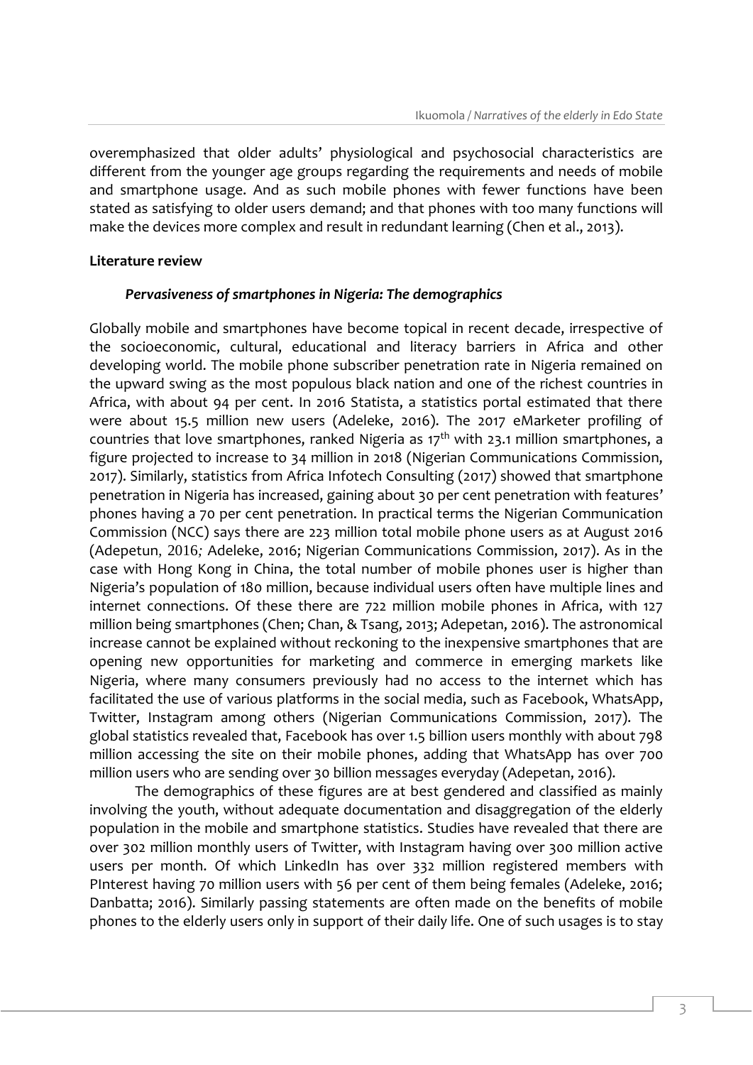overemphasized that older adults' physiological and psychosocial characteristics are different from the younger age groups regarding the requirements and needs of mobile and smartphone usage. And as such mobile phones with fewer functions have been stated as satisfying to older users demand; and that phones with too many functions will make the devices more complex and result in redundant learning (Chen et al., 2013).

## Literature review

### *Pervasiveness of smartphones in Nigeria: The demographics*

Globally mobile and smartphones have become topical in recent decade, irrespective of the socioeconomic, cultural, educational and literacy barriers in Africa and other developing world. The mobile phone subscriber penetration rate in Nigeria remained on the upward swing as the most populous black nation and one of the richest countries in Africa, with about 94 per cent. In 2016 Statista, a statistics portal estimated that there were about 15.5 million new users (Adeleke, 2016). The 2017 eMarketer profiling of countries that love smartphones, ranked Nigeria as 17th with 23.1 million smartphones, a figure projected to increase to 34 million in 2018 (Nigerian Communications Commission, 2017). Similarly, statistics from Africa Infotech Consulting (2017) showed that smartphone penetration in Nigeria has increased, gaining about 30 per cent penetration with features' phones having a 70 per cent penetration. In practical terms the Nigerian Communication Commission (NCC) says there are 223 million total mobile phone users as at August 2016 (Adepetun, 2016*;* Adeleke, 2016; Nigerian Communications Commission, 2017). As in the case with Hong Kong in China, the total number of mobile phones user is higher than Nigeria's population of 180 million, because individual users often have multiple lines and internet connections. Of these there are 722 million mobile phones in Africa, with 127 million being smartphones (Chen; Chan, & Tsang, 2013; Adepetan, 2016). The astronomical increase cannot be explained without reckoning to the inexpensive smartphones that are opening new opportunities for marketing and commerce in emerging markets like Nigeria, where many consumers previously had no access to the internet which has facilitated the use of various platforms in the social media, such as Facebook, WhatsApp, Twitter, Instagram among others (Nigerian Communications Commission, 2017). The global statistics revealed that, Facebook has over 1.5 billion users monthly with about 798 million accessing the site on their mobile phones, adding that WhatsApp has over 700 million users who are sending over 30 billion messages everyday (Adepetan, 2016).

The demographics of these figures are at best gendered and classified as mainly involving the youth, without adequate documentation and disaggregation of the elderly population in the mobile and smartphone statistics. Studies have revealed that there are over 302 million monthly users of Twitter, with Instagram having over 300 million active users per month. Of which LinkedIn has over 332 million registered members with PInterest having 70 million users with 56 per cent of them being females (Adeleke, 2016; Danbatta; 2016). Similarly passing statements are often made on the benefits of mobile phones to the elderly users only in support of their daily life. One of such usages is to stay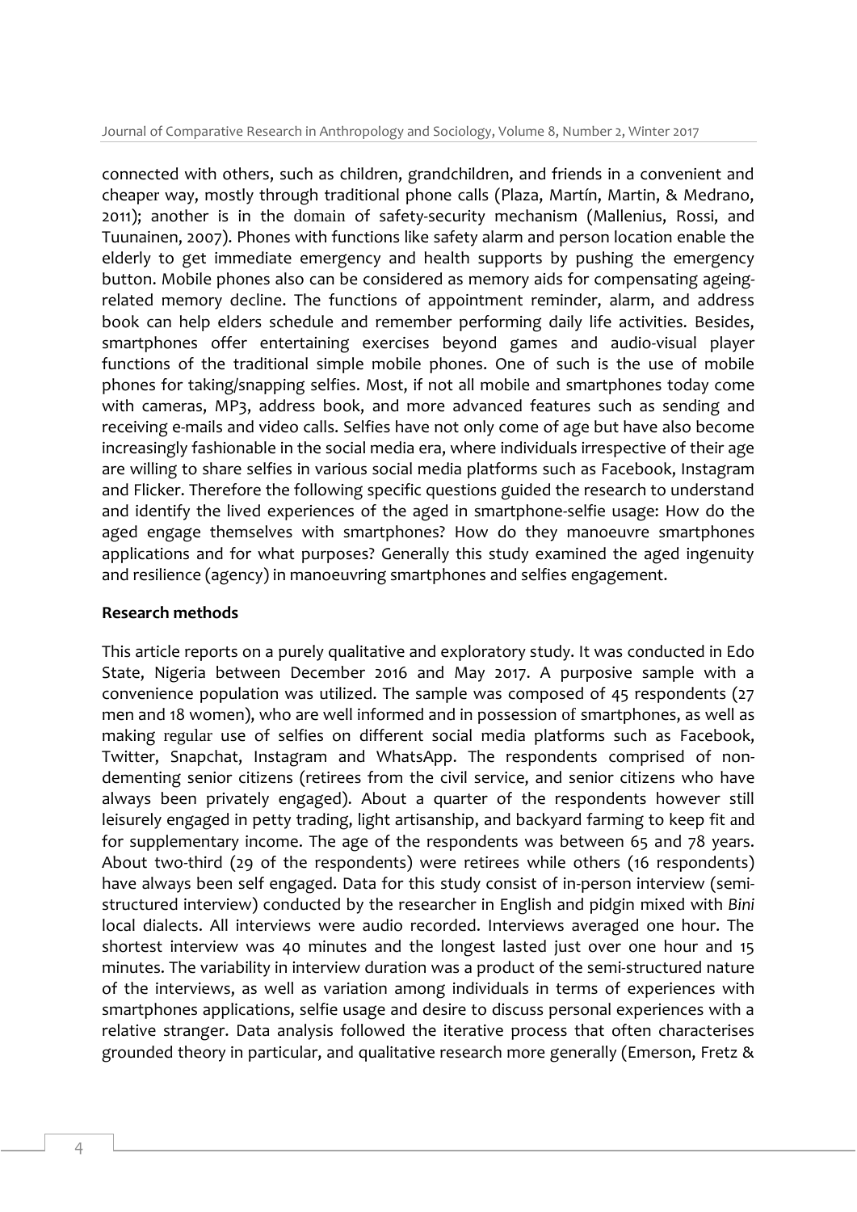connected with others, such as children, grandchildren, and friends in a convenient and cheaper way, mostly through traditional phone calls (Plaza, Martín, Martin, & Medrano, 2011); another is in the domain of safety-security mechanism (Mallenius, Rossi, and Tuunainen, 2007). Phones with functions like safety alarm and person location enable the elderly to get immediate emergency and health supports by pushing the emergency button. Mobile phones also can be considered as memory aids for compensating ageing-related memory decline. The functions of appointment reminder, alarm, and address book can help elders schedule and remember performing daily life activities. Besides, smartphones offer entertaining exercises beyond games and audio-visual player functions of the traditional simple mobile phones. One of such is the use of mobile phones for taking/snapping selfies. Most, if not all mobile and smartphones today come with cameras, MP3, address book, and more advanced features such as sending and receiving e-mails and video calls. Selfies have not only come of age but have also become increasingly fashionable in the social media era, where individuals irrespective of their age are willing to share selfies in various social media platforms such as Facebook, Instagram and Flicker. Therefore the following specific questions guided the research to understand and identify the lived experiences of the aged in smartphone-selfie usage: How do the aged engage themselves with smartphones? How do they manoeuvre smartphones applications and for what purposes? Generally this study examined the aged ingenuity and resilience (agency) in manoeuvring smartphones and selfies engagement.

**Research methods**

This article reports on a purely qualitative and exploratory study. It was conducted in Edo State, Nigeria between December 2016 and May 2017. A purposive sample with a convenience population was utilized. The sample was composed of 45 respondents (27 men and 18 women), who are well informed and in possession of smartphones, as well as making regular use of selfies on different social media platforms such as Facebook, Twitter, Snapchat, Instagram and WhatsApp. The respondents comprised of non-dementing senior citizens (retirees from the civil service, and senior citizens who have always been privately engaged). About a quarter of the respondents however still leisurely engaged in petty trading, light artisanship, and backyard farming to keep fit and for supplementary income. The age of the respondents was between 65 and 78 years. About two-third (29 of the respondents) were retirees while others (16 respondents) have always been self engaged. Data for this study consist of in-person interview (semi-structured interview) conducted by the researcher in English and pidgin mixed with *Bini* local dialects. All interviews were audio recorded. Interviews averaged one hour. The shortest interview was 40 minutes and the longest lasted just over one hour and 15 minutes. The variability in interview duration was a product of the semi-structured nature of the interviews, as well as variation among individuals in terms of experiences with smartphones applications, selfie usage and desire to discuss personal experiences with a relative stranger. Data analysis followed the iterative process that often characterises grounded theory in particular, and qualitative research more generally (Emerson, Fretz &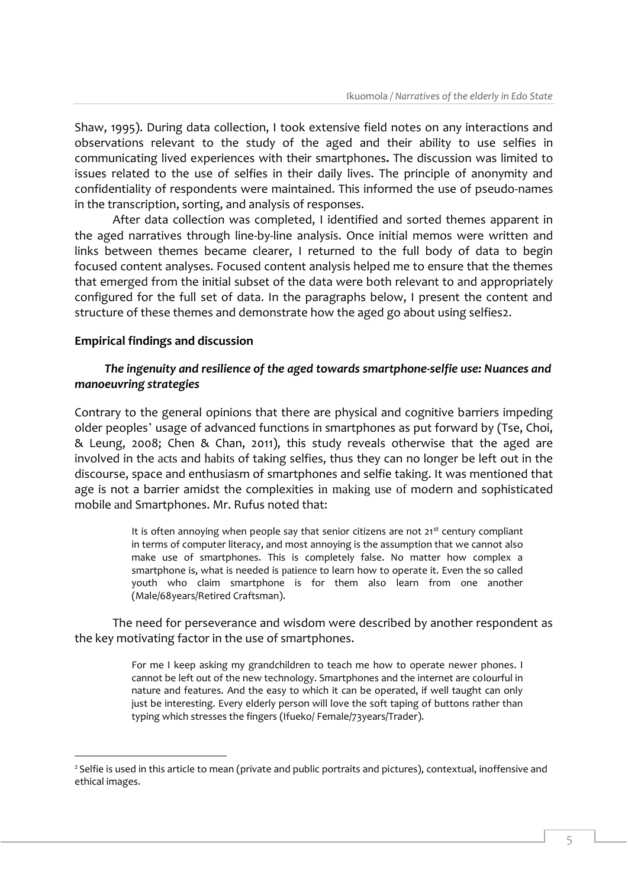Shaw, 1995). During data collection, I took extensive field notes on any interactions and observations relevant to the study of the aged and their ability to use selfies in communicating lived experiences with their smartphones**.** The discussion was limited to issues related to the use of selfies in their daily lives. The principle of anonymity and confidentiality of respondents were maintained. This informed the use of pseudo-names in the transcription, sorting, and analysis of responses.

After data collection was completed, I identified and sorted themes apparent in the aged narratives through line-by-line analysis. Once initial memos were written and links between themes became clearer, I returned to the full body of data to begin focused content analyses. Focused content analysis helped me to ensure that the themes that emerged from the initial subset of the data were both relevant to and appropriately configured for the full set of data. In the paragraphs below, I present the content and structure of these themes and demonstrate how the aged go about using selfies[2].

## Empirical findings and discussion

### *The ingenuity and resilience of the aged towards smartphone-selfie use: Nuances and manoeuvring strategies*

Contrary to the general opinions that there are physical and cognitive barriers impeding older peoples' usage of advanced functions in smartphones as put forward by (Tse, Choi, & Leung, 2008; Chen & Chan, 2011), this study reveals otherwise that the aged are involved in the acts and habits of taking selfies, thus they can no longer be left out in the discourse, space and enthusiasm of smartphones and selfie taking. It was mentioned that age is not a barrier amidst the complexities in making use of modern and sophisticated mobile and Smartphones. Mr. Rufus noted that:

> It is often annoying when people say that senior citizens are not 21st century compliant in terms of computer literacy, and most annoying is the assumption that we cannot also make use of smartphones. This is completely false. No matter how complex a smartphone is, what is needed is patience to learn how to operate it. Even the so called youth who claim smartphone is for them also learn from one another (Male/68years/Retired Craftsman).

The need for perseverance and wisdom were described by another respondent as the key motivating factor in the use of smartphones.

> For me I keep asking my grandchildren to teach me how to operate newer phones. I cannot be left out of the new technology. Smartphones and the internet are colourful in nature and features. And the easy to which it can be operated, if well taught can only just be interesting. Every elderly person will love the soft taping of buttons rather than typing which stresses the fingers (Ifueko/ Female/73years/Trader).

---

[2] Selfie is used in this article to mean (private and public portraits and pictures), contextual, inoffensive and ethical images.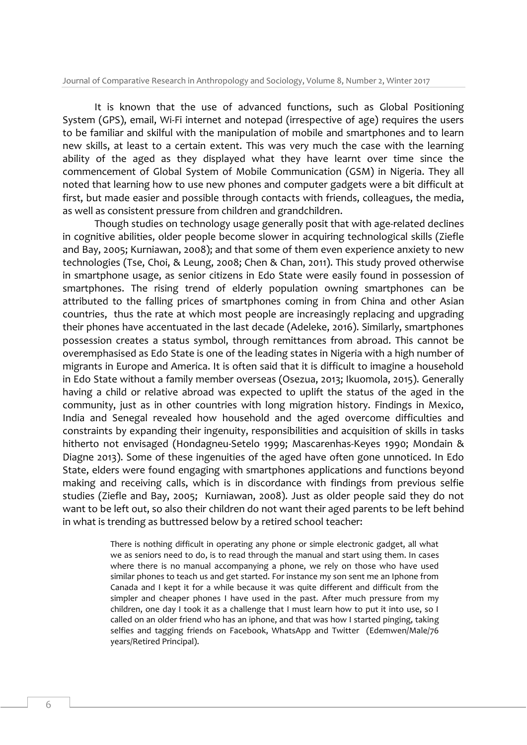It is known that the use of advanced functions, such as Global Positioning System (GPS), email, Wi-Fi internet and notepad (irrespective of age) requires the users to be familiar and skilful with the manipulation of mobile and smartphones and to learn new skills, at least to a certain extent. This was very much the case with the learning ability of the aged as they displayed what they have learnt over time since the commencement of Global System of Mobile Communication (GSM) in Nigeria. They all noted that learning how to use new phones and computer gadgets were a bit difficult at first, but made easier and possible through contacts with friends, colleagues, the media, as well as consistent pressure from children and grandchildren.

Though studies on technology usage generally posit that with age-related declines in cognitive abilities, older people become slower in acquiring technological skills (Ziefle and Bay, 2005; Kurniawan, 2008); and that some of them even experience anxiety to new technologies (Tse, Choi, & Leung, 2008; Chen & Chan, 2011). This study proved otherwise in smartphone usage, as senior citizens in Edo State were easily found in possession of smartphones. The rising trend of elderly population owning smartphones can be attributed to the falling prices of smartphones coming in from China and other Asian countries, thus the rate at which most people are increasingly replacing and upgrading their phones have accentuated in the last decade (Adeleke, 2016). Similarly, smartphones possession creates a status symbol, through remittances from abroad. This cannot be overemphasised as Edo State is one of the leading states in Nigeria with a high number of migrants in Europe and America. It is often said that it is difficult to imagine a household in Edo State without a family member overseas (Osezua, 2013; Ikuomola, 2015). Generally having a child or relative abroad was expected to uplift the status of the aged in the community, just as in other countries with long migration history. Findings in Mexico, India and Senegal revealed how household and the aged overcome difficulties and constraints by expanding their ingenuity, responsibilities and acquisition of skills in tasks hitherto not envisaged (Hondagneu-Setelo 1999; Mascarenhas-Keyes 1990; Mondain & Diagne 2013). Some of these ingenuities of the aged have often gone unnoticed. In Edo State, elders were found engaging with smartphones applications and functions beyond making and receiving calls, which is in discordance with findings from previous selfie studies (Ziefle and Bay, 2005; Kurniawan, 2008). Just as older people said they do not want to be left out, so also their children do not want their aged parents to be left behind in what is trending as buttressed below by a retired school teacher:

> There is nothing difficult in operating any phone or simple electronic gadget, all what we as seniors need to do, is to read through the manual and start using them. In cases where there is no manual accompanying a phone, we rely on those who have used similar phones to teach us and get started. For instance my son sent me an Iphone from Canada and I kept it for a while because it was quite different and difficult from the simpler and cheaper phones I have used in the past. After much pressure from my children, one day I took it as a challenge that I must learn how to put it into use, so I called on an older friend who has an iphone, and that was how I started pinging, taking selfies and tagging friends on Facebook, WhatsApp and Twitter (Edemwen/Male/76 years/Retired Principal).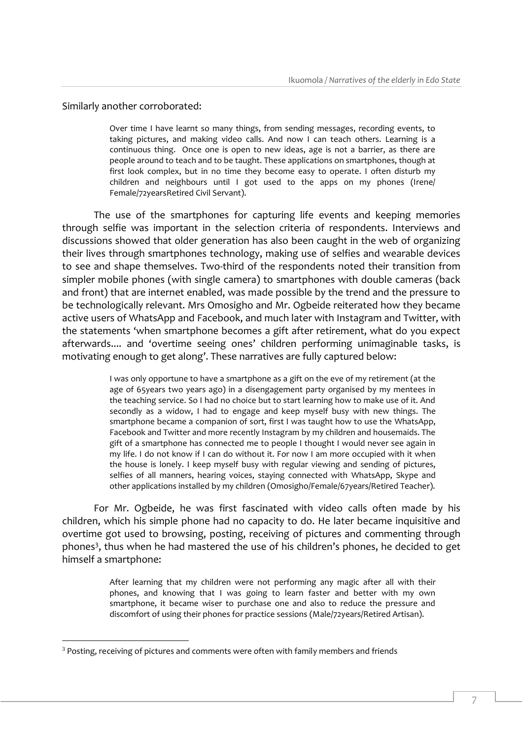Similarly another corroborated:

> Over time I have learnt so many things, from sending messages, recording events, to taking pictures, and making video calls. And now I can teach others. Learning is a continuous thing. Once one is open to new ideas, age is not a barrier, as there are people around to teach and to be taught. These applications on smartphones, though at first look complex, but in no time they become easy to operate. I often disturb my children and neighbours until I got used to the apps on my phones (Irene/ Female/72yearsRetired Civil Servant).

The use of the smartphones for capturing life events and keeping memories through selfie was important in the selection criteria of respondents. Interviews and discussions showed that older generation has also been caught in the web of organizing their lives through smartphones technology, making use of selfies and wearable devices to see and shape themselves. Two-third of the respondents noted their transition from simpler mobile phones (with single camera) to smartphones with double cameras (back and front) that are internet enabled, was made possible by the trend and the pressure to be technologically relevant. Mrs Omosigho and Mr. Ogbeide reiterated how they became active users of WhatsApp and Facebook, and much later with Instagram and Twitter, with the statements 'when smartphone becomes a gift after retirement, what do you expect afterwards.... and 'overtime seeing ones' children performing unimaginable tasks, is motivating enough to get along'. These narratives are fully captured below:

> I was only opportune to have a smartphone as a gift on the eve of my retirement (at the age of 65years two years ago) in a disengagement party organised by my mentees in the teaching service. So I had no choice but to start learning how to make use of it. And secondly as a widow, I had to engage and keep myself busy with new things. The smartphone became a companion of sort, first I was taught how to use the WhatsApp, Facebook and Twitter and more recently Instagram by my children and housemaids. The gift of a smartphone has connected me to people I thought I would never see again in my life. I do not know if I can do without it. For now I am more occupied with it when the house is lonely. I keep myself busy with regular viewing and sending of pictures, selfies of all manners, hearing voices, staying connected with WhatsApp, Skype and other applications installed by my children (Omosigho/Female/67years/Retired Teacher).

For Mr. Ogbeide, he was first fascinated with video calls often made by his children, which his simple phone had no capacity to do. He later became inquisitive and overtime got used to browsing, posting, receiving of pictures and commenting through phones[3], thus when he had mastered the use of his children's phones, he decided to get himself a smartphone:

> After learning that my children were not performing any magic after all with their phones, and knowing that I was going to learn faster and better with my own smartphone, it became wiser to purchase one and also to reduce the pressure and discomfort of using their phones for practice sessions (Male/72years/Retired Artisan).

[3] Posting, receiving of pictures and comments were often with family members and friends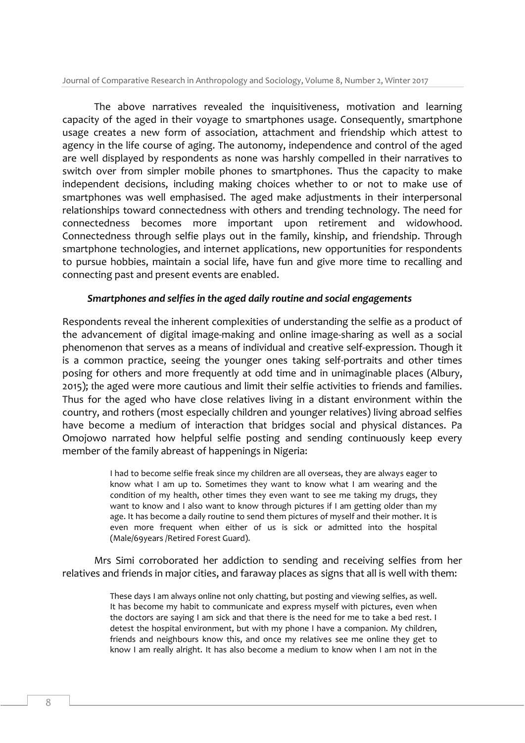The above narratives revealed the inquisitiveness, motivation and learning capacity of the aged in their voyage to smartphones usage. Consequently, smartphone usage creates a new form of association, attachment and friendship which attest to agency in the life course of aging. The autonomy, independence and control of the aged are well displayed by respondents as none was harshly compelled in their narratives to switch over from simpler mobile phones to smartphones. Thus the capacity to make independent decisions, including making choices whether to or not to make use of smartphones was well emphasised. The aged make adjustments in their interpersonal relationships toward connectedness with others and trending technology. The need for connectedness becomes more important upon retirement and widowhood. Connectedness through selfie plays out in the family, kinship, and friendship. Through smartphone technologies, and internet applications, new opportunities for respondents to pursue hobbies, maintain a social life, have fun and give more time to recalling and connecting past and present events are enabled.

### *Smartphones and selfies in the aged daily routine and social engagements*

Respondents reveal the inherent complexities of understanding the selfie as a product of the advancement of digital image-making and online image-sharing as well as a social phenomenon that serves as a means of individual and creative self-expression. Though it is a common practice, seeing the younger ones taking self-portraits and other times posing for others and more frequently at odd time and in unimaginable places (Albury, 2015); the aged were more cautious and limit their selfie activities to friends and families. Thus for the aged who have close relatives living in a distant environment within the country, and rothers (most especially children and younger relatives) living abroad selfies have become a medium of interaction that bridges social and physical distances. Pa Omojowo narrated how helpful selfie posting and sending continuously keep every member of the family abreast of happenings in Nigeria:

> I had to become selfie freak since my children are all overseas, they are always eager to know what I am up to. Sometimes they want to know what I am wearing and the condition of my health, other times they even want to see me taking my drugs, they want to know and I also want to know through pictures if I am getting older than my age. It has become a daily routine to send them pictures of myself and their mother. It is even more frequent when either of us is sick or admitted into the hospital (Male/69years /Retired Forest Guard).

Mrs Simi corroborated her addiction to sending and receiving selfies from her relatives and friends in major cities, and faraway places as signs that all is well with them:

> These days I am always online not only chatting, but posting and viewing selfies, as well. It has become my habit to communicate and express myself with pictures, even when the doctors are saying I am sick and that there is the need for me to take a bed rest. I detest the hospital environment, but with my phone I have a companion. My children, friends and neighbours know this, and once my relatives see me online they get to know I am really alright. It has also become a medium to know when I am not in the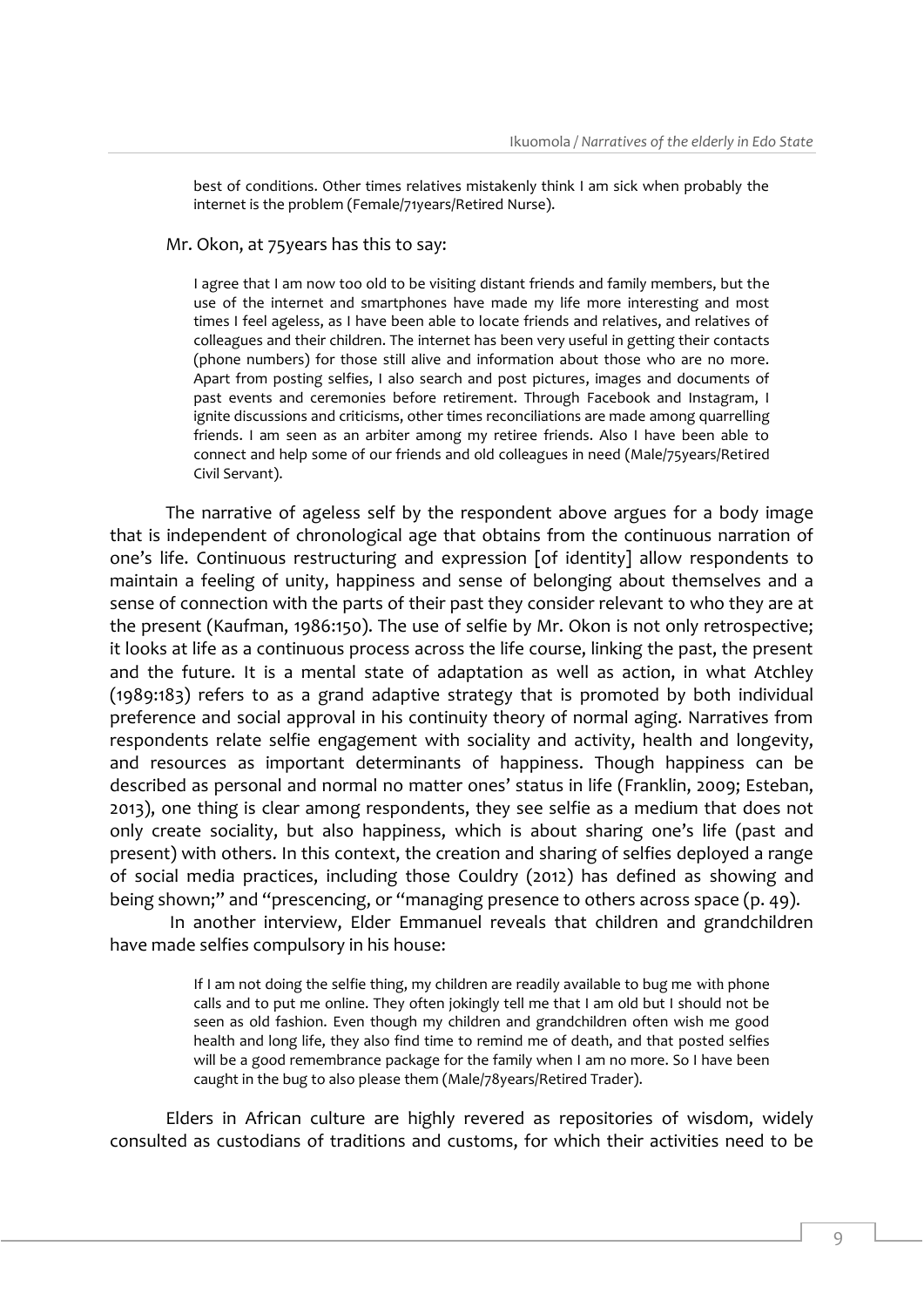> best of conditions. Other times relatives mistakenly think I am sick when probably the internet is the problem (Female/71years/Retired Nurse).

Mr. Okon, at 75years has this to say:

> I agree that I am now too old to be visiting distant friends and family members, but the use of the internet and smartphones have made my life more interesting and most times I feel ageless, as I have been able to locate friends and relatives, and relatives of colleagues and their children. The internet has been very useful in getting their contacts (phone numbers) for those still alive and information about those who are no more. Apart from posting selfies, I also search and post pictures, images and documents of past events and ceremonies before retirement. Through Facebook and Instagram, I ignite discussions and criticisms, other times reconciliations are made among quarrelling friends. I am seen as an arbiter among my retiree friends. Also I have been able to connect and help some of our friends and old colleagues in need (Male/75years/Retired Civil Servant).

The narrative of ageless self by the respondent above argues for a body image that is independent of chronological age that obtains from the continuous narration of one's life. Continuous restructuring and expression [of identity] allow respondents to maintain a feeling of unity, happiness and sense of belonging about themselves and a sense of connection with the parts of their past they consider relevant to who they are at the present (Kaufman, 1986:150). The use of selfie by Mr. Okon is not only retrospective; it looks at life as a continuous process across the life course, linking the past, the present and the future. It is a mental state of adaptation as well as action, in what Atchley (1989:183) refers to as a grand adaptive strategy that is promoted by both individual preference and social approval in his continuity theory of normal aging. Narratives from respondents relate selfie engagement with sociality and activity, health and longevity, and resources as important determinants of happiness. Though happiness can be described as personal and normal no matter ones' status in life (Franklin, 2009; Esteban, 2013), one thing is clear among respondents, they see selfie as a medium that does not only create sociality, but also happiness, which is about sharing one's life (past and present) with others. In this context, the creation and sharing of selfies deployed a range of social media practices, including those Couldry (2012) has defined as showing and being shown;" and "prescencing, or "managing presence to others across space (p. 49).

In another interview, Elder Emmanuel reveals that children and grandchildren have made selfies compulsory in his house:

> If I am not doing the selfie thing, my children are readily available to bug me with phone calls and to put me online. They often jokingly tell me that I am old but I should not be seen as old fashion. Even though my children and grandchildren often wish me good health and long life, they also find time to remind me of death, and that posted selfies will be a good remembrance package for the family when I am no more. So I have been caught in the bug to also please them (Male/78years/Retired Trader).

Elders in African culture are highly revered as repositories of wisdom, widely consulted as custodians of traditions and customs, for which their activities need to be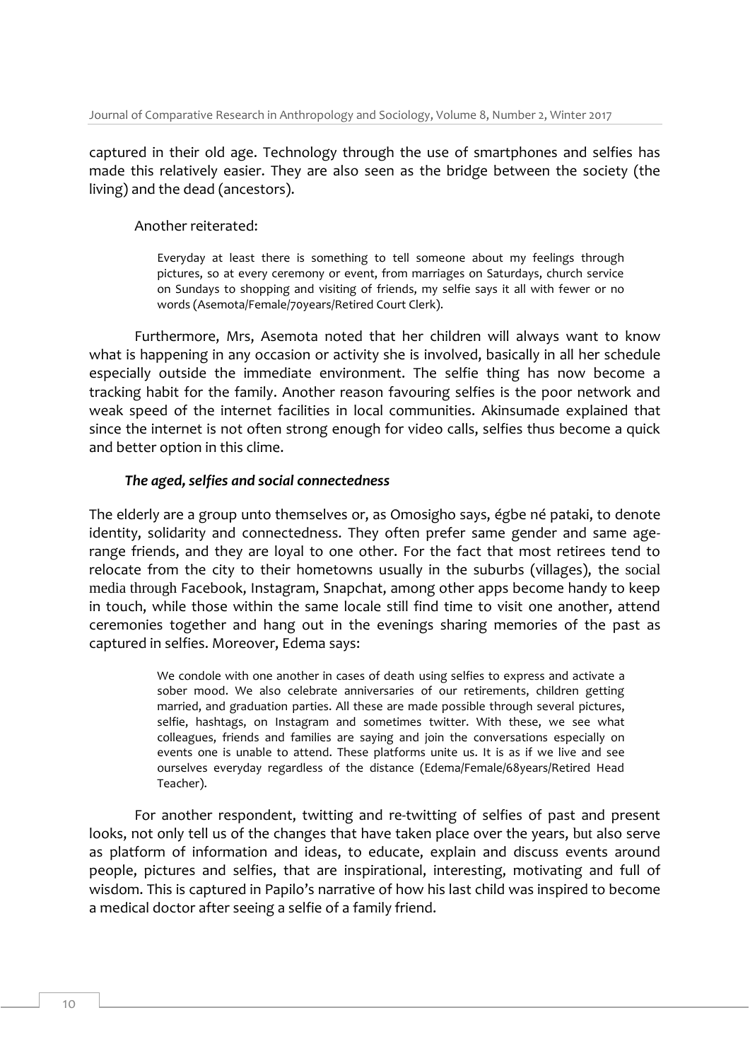captured in their old age. Technology through the use of smartphones and selfies has made this relatively easier. They are also seen as the bridge between the society (the living) and the dead (ancestors).

Another reiterated:

> Everyday at least there is something to tell someone about my feelings through pictures, so at every ceremony or event, from marriages on Saturdays, church service on Sundays to shopping and visiting of friends, my selfie says it all with fewer or no words (Asemota/Female/70years/Retired Court Clerk).

Furthermore, Mrs, Asemota noted that her children will always want to know what is happening in any occasion or activity she is involved, basically in all her schedule especially outside the immediate environment. The selfie thing has now become a tracking habit for the family. Another reason favouring selfies is the poor network and weak speed of the internet facilities in local communities. Akinsumade explained that since the internet is not often strong enough for video calls, selfies thus become a quick and better option in this clime.

### *The aged, selfies and social connectedness*

The elderly are a group unto themselves or, as Omosigho says, égbe né pataki, to denote identity, solidarity and connectedness. They often prefer same gender and same age-range friends, and they are loyal to one other. For the fact that most retirees tend to relocate from the city to their hometowns usually in the suburbs (villages), the social media through Facebook, Instagram, Snapchat, among other apps become handy to keep in touch, while those within the same locale still find time to visit one another, attend ceremonies together and hang out in the evenings sharing memories of the past as captured in selfies. Moreover, Edema says:

> We condole with one another in cases of death using selfies to express and activate a sober mood. We also celebrate anniversaries of our retirements, children getting married, and graduation parties. All these are made possible through several pictures, selfie, hashtags, on Instagram and sometimes twitter. With these, we see what colleagues, friends and families are saying and join the conversations especially on events one is unable to attend. These platforms unite us. It is as if we live and see ourselves everyday regardless of the distance (Edema/Female/68years/Retired Head Teacher).

For another respondent, twitting and re-twitting of selfies of past and present looks, not only tell us of the changes that have taken place over the years, but also serve as platform of information and ideas, to educate, explain and discuss events around people, pictures and selfies, that are inspirational, interesting, motivating and full of wisdom. This is captured in Papilo's narrative of how his last child was inspired to become a medical doctor after seeing a selfie of a family friend.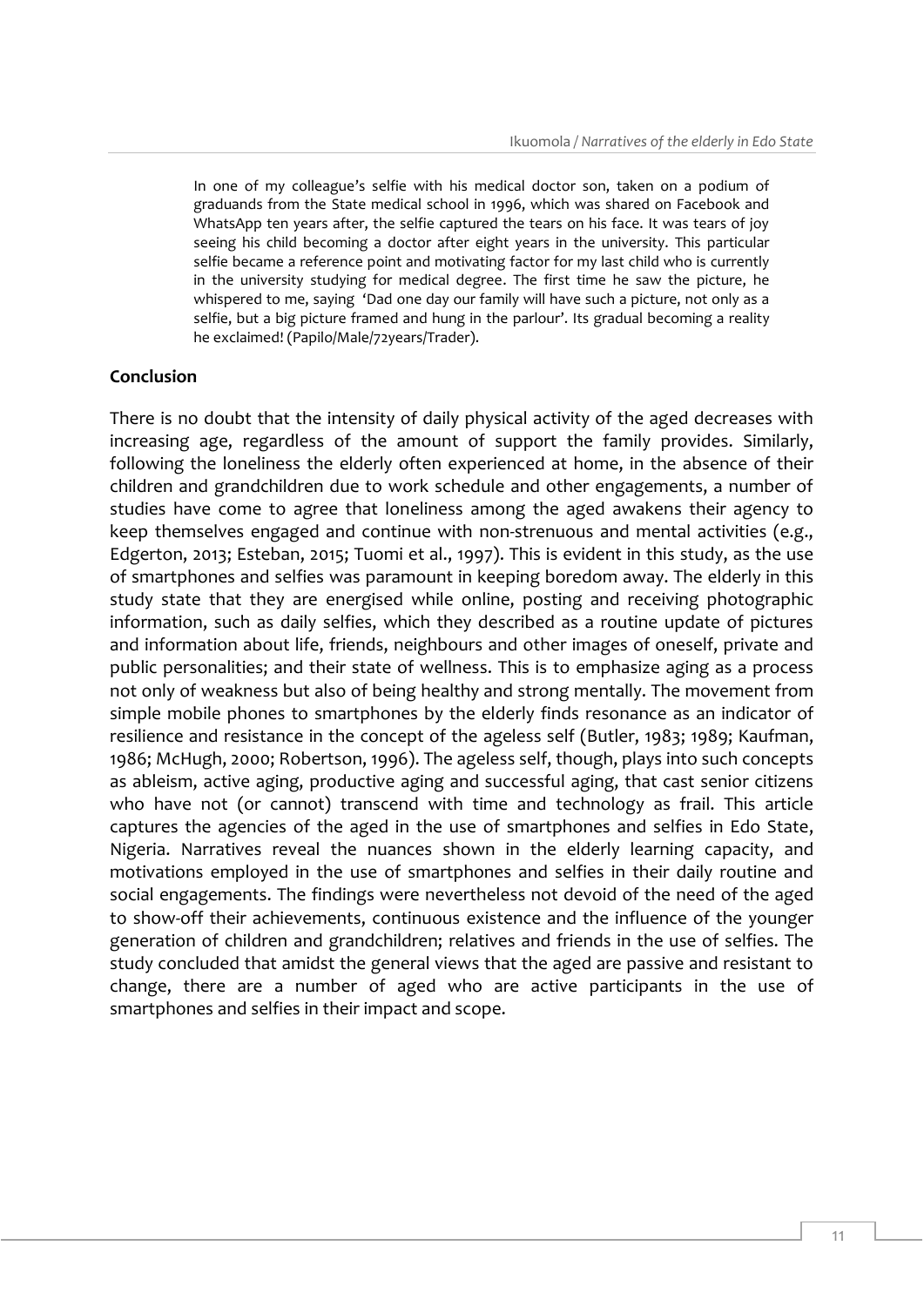> In one of my colleague's selfie with his medical doctor son, taken on a podium of graduands from the State medical school in 1996, which was shared on Facebook and WhatsApp ten years after, the selfie captured the tears on his face. It was tears of joy seeing his child becoming a doctor after eight years in the university. This particular selfie became a reference point and motivating factor for my last child who is currently in the university studying for medical degree. The first time he saw the picture, he whispered to me, saying 'Dad one day our family will have such a picture, not only as a selfie, but a big picture framed and hung in the parlour'. Its gradual becoming a reality he exclaimed! (Papilo/Male/72years/Trader).

## Conclusion

There is no doubt that the intensity of daily physical activity of the aged decreases with increasing age, regardless of the amount of support the family provides. Similarly, following the loneliness the elderly often experienced at home, in the absence of their children and grandchildren due to work schedule and other engagements, a number of studies have come to agree that loneliness among the aged awakens their agency to keep themselves engaged and continue with non-strenuous and mental activities (e.g., Edgerton, 2013; Esteban, 2015; Tuomi et al., 1997). This is evident in this study, as the use of smartphones and selfies was paramount in keeping boredom away. The elderly in this study state that they are energised while online, posting and receiving photographic information, such as daily selfies, which they described as a routine update of pictures and information about life, friends, neighbours and other images of oneself, private and public personalities; and their state of wellness. This is to emphasize aging as a process not only of weakness but also of being healthy and strong mentally. The movement from simple mobile phones to smartphones by the elderly finds resonance as an indicator of resilience and resistance in the concept of the ageless self (Butler, 1983; 1989; Kaufman, 1986; McHugh, 2000; Robertson, 1996). The ageless self, though, plays into such concepts as ableism, active aging, productive aging and successful aging, that cast senior citizens who have not (or cannot) transcend with time and technology as frail. This article captures the agencies of the aged in the use of smartphones and selfies in Edo State, Nigeria. Narratives reveal the nuances shown in the elderly learning capacity, and motivations employed in the use of smartphones and selfies in their daily routine and social engagements. The findings were nevertheless not devoid of the need of the aged to show-off their achievements, continuous existence and the influence of the younger generation of children and grandchildren; relatives and friends in the use of selfies. The study concluded that amidst the general views that the aged are passive and resistant to change, there are a number of aged who are active participants in the use of smartphones and selfies in their impact and scope.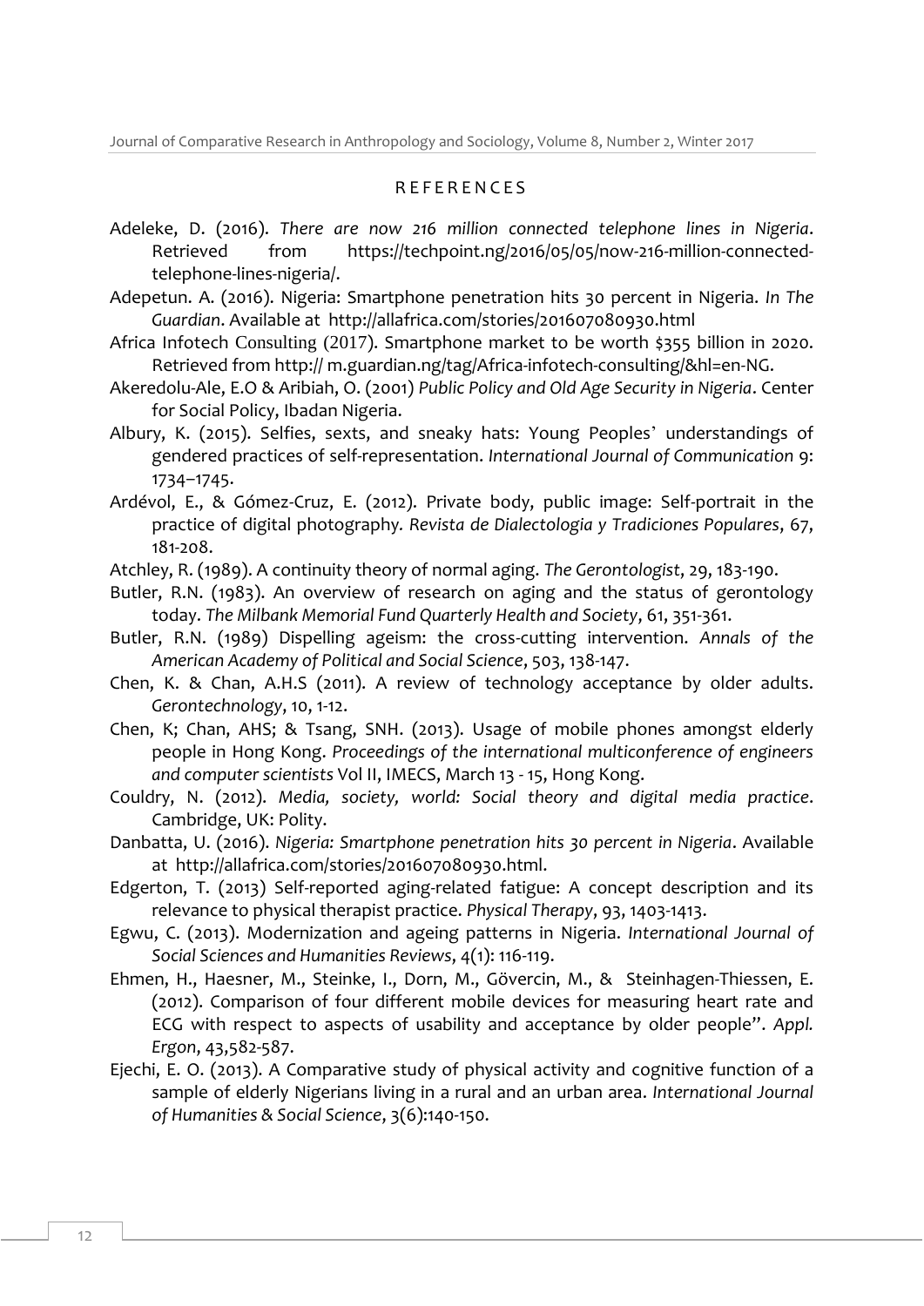## REFERENCES

Adeleke, D. (2016). *There are now 216 million connected telephone lines in Nigeria*. Retrieved from https://techpoint.ng/2016/05/05/now-216-million-connected-telephone-lines-nigeria/.

Adepetun. A. (2016). Nigeria: Smartphone penetration hits 30 percent in Nigeria. *In The Guardian*. Available at http://allafrica.com/stories/201607080930.html

Africa Infotech Consulting (2017). Smartphone market to be worth $355 billion in 2020. Retrieved from http:// m.guardian.ng/tag/Africa-infotech-consulting/&hl=en-NG.

Akeredolu-Ale, E.O & Aribiah, O. (2001) *Public Policy and Old Age Security in Nigeria*. Center for Social Policy, Ibadan Nigeria.

Albury, K. (2015). Selfies, sexts, and sneaky hats: Young Peoples' understandings of gendered practices of self-representation. *International Journal of Communication* 9: 1734–1745.

Ardévol, E., & Gómez-Cruz, E. (2012). Private body, public image: Self-portrait in the practice of digital photography. *Revista de Dialectologia y Tradiciones Populares*, 67, 181-208.

Atchley, R. (1989). A continuity theory of normal aging. *The Gerontologist*, 29, 183-190.

Butler, R.N. (1983). An overview of research on aging and the status of gerontology today. *The Milbank Memorial Fund Quarterly Health and Society*, 61, 351-361.

Butler, R.N. (1989) Dispelling ageism: the cross-cutting intervention. *Annals of the American Academy of Political and Social Science*, 503, 138-147.

Chen, K. & Chan, A.H.S (2011). A review of technology acceptance by older adults. *Gerontechnology*, 10, 1-12.

Chen, K; Chan, AHS; & Tsang, SNH. (2013). Usage of mobile phones amongst elderly people in Hong Kong. *Proceedings of the international multiconference of engineers and computer scientists* Vol II, IMECS, March 13 - 15, Hong Kong.

Couldry, N. (2012). *Media, society, world: Social theory and digital media practice*. Cambridge, UK: Polity.

Danbatta, U. (2016). *Nigeria: Smartphone penetration hits 30 percent in Nigeria*. Available at http://allafrica.com/stories/201607080930.html.

Edgerton, T. (2013) Self-reported aging-related fatigue: A concept description and its relevance to physical therapist practice. *Physical Therapy*, 93, 1403-1413.

Egwu, C. (2013). Modernization and ageing patterns in Nigeria. *International Journal of Social Sciences and Humanities Reviews*, 4(1): 116-119.

Ehmen, H., Haesner, M., Steinke, I., Dorn, M., Gövercin, M., & Steinhagen-Thiessen, E. (2012). Comparison of four different mobile devices for measuring heart rate and ECG with respect to aspects of usability and acceptance by older people". *Appl. Ergon*, 43,582-587.

Ejechi, E. O. (2013). A Comparative study of physical activity and cognitive function of a sample of elderly Nigerians living in a rural and an urban area. *International Journal of Humanities & Social Science*, 3(6):140-150.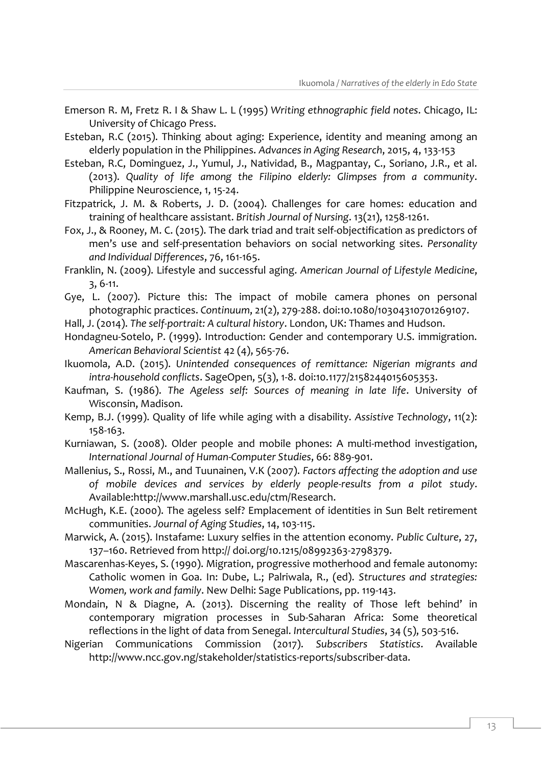Emerson R. M, Fretz R. I & Shaw L. L (1995) *Writing ethnographic field notes*. Chicago, IL: University of Chicago Press.

Esteban, R.C (2015). Thinking about aging: Experience, identity and meaning among an elderly population in the Philippines. *Advances in Aging Research*, 2015, 4, 133-153

Esteban, R.C, Dominguez, J., Yumul, J., Natividad, B., Magpantay, C., Soriano, J.R., et al. (2013). *Quality of life among the Filipino elderly: Glimpses from a community*. Philippine Neuroscience, 1, 15-24.

Fitzpatrick, J. M. & Roberts, J. D. (2004). Challenges for care homes: education and training of healthcare assistant. *British Journal of Nursing*. 13(21), 1258-1261.

Fox, J., & Rooney, M. C. (2015). The dark triad and trait self-objectification as predictors of men's use and self-presentation behaviors on social networking sites. *Personality and Individual Differences*, 76, 161-165.

Franklin, N. (2009). Lifestyle and successful aging. *American Journal of Lifestyle Medicine*, 3, 6-11.

Gye, L. (2007). Picture this: The impact of mobile camera phones on personal photographic practices. *Continuum*, 21(2), 279-288. doi:10.1080/10304310701269107.

Hall, J. (2014). *The self-portrait: A cultural history*. London, UK: Thames and Hudson.

Hondagneu-Sotelo, P. (1999). Introduction: Gender and contemporary U.S. immigration. *American Behavioral Scientist* 42 (4), 565-76.

Ikuomola, A.D. (2015). *Unintended consequences of remittance: Nigerian migrants and intra-household conflicts*. SageOpen, 5(3), 1-8. doi:10.1177/2158244015605353.

Kaufman, S. (1986). *The Ageless self: Sources of meaning in late life*. University of Wisconsin, Madison.

Kemp, B.J. (1999). Quality of life while aging with a disability. *Assistive Technology*, 11(2): 158-163.

Kurniawan, S. (2008). Older people and mobile phones: A multi-method investigation, *International Journal of Human-Computer Studies*, 66: 889-901.

Mallenius, S., Rossi, M., and Tuunainen, V.K (2007). *Factors affecting the adoption and use of mobile devices and services by elderly people-results from a pilot study*. Available:http://www.marshall.usc.edu/ctm/Research.

McHugh, K.E. (2000). The ageless self? Emplacement of identities in Sun Belt retirement communities. *Journal of Aging Studies*, 14, 103-115.

Marwick, A. (2015). Instafame: Luxury selfies in the attention economy. *Public Culture*, 27, 137–160. Retrieved from http:// doi.org/10.1215/08992363-2798379.

Mascarenhas-Keyes, S. (1990). Migration, progressive motherhood and female autonomy: Catholic women in Goa. In: Dube, L.; Palriwala, R., (ed). *Structures and strategies: Women, work and family*. New Delhi: Sage Publications, pp. 119-143.

Mondain, N & Diagne, A. (2013). Discerning the reality of Those left behind' in contemporary migration processes in Sub-Saharan Africa: Some theoretical reflections in the light of data from Senegal. *Intercultural Studies*, 34 (5), 503-516.

Nigerian Communications Commission (2017). *Subscribers Statistics*. Available http://www.ncc.gov.ng/stakeholder/statistics-reports/subscriber-data.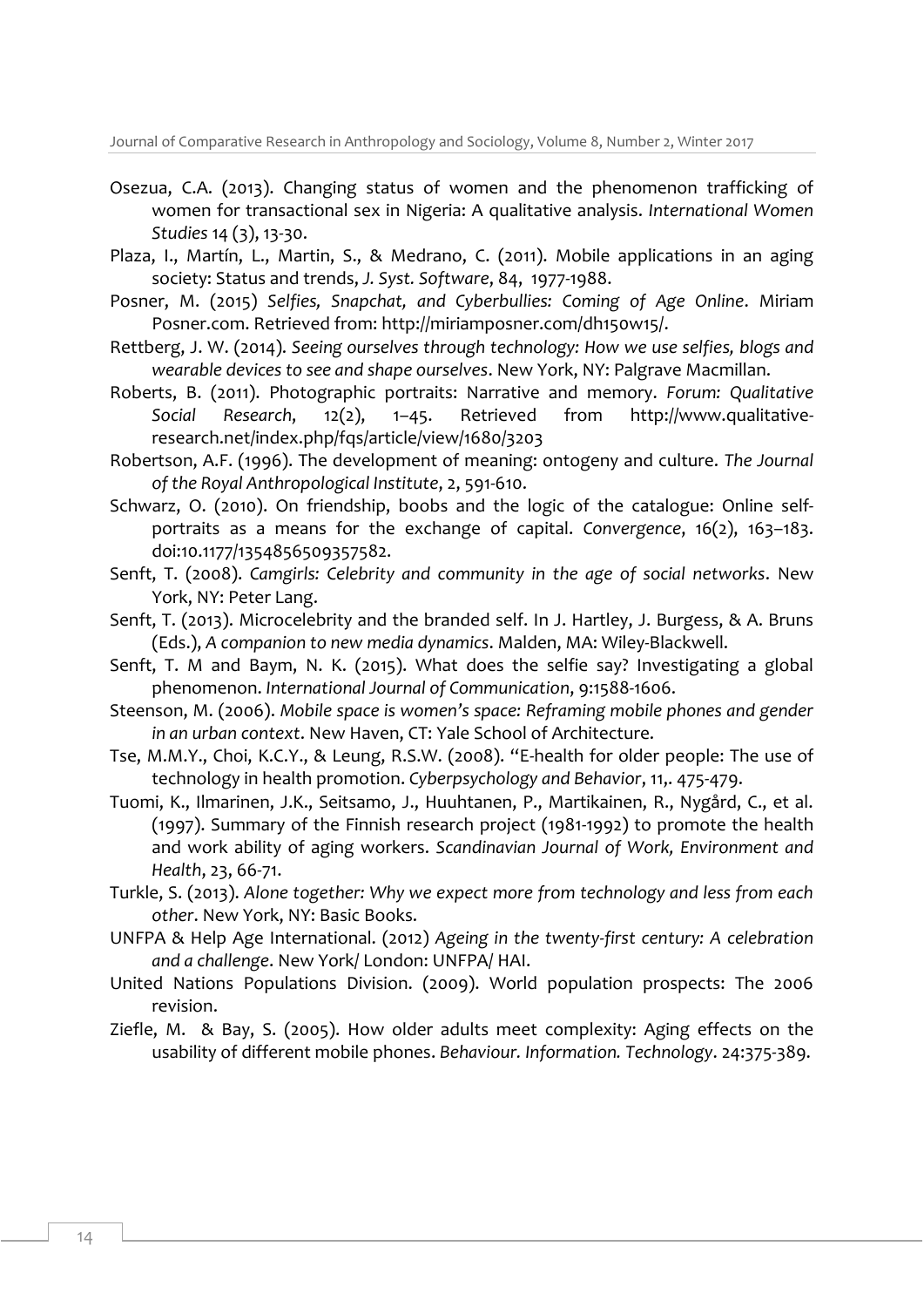Osezua, C.A. (2013). Changing status of women and the phenomenon trafficking of women for transactional sex in Nigeria: A qualitative analysis. *International Women Studies* 14 (3), 13-30.

Plaza, I., Martín, L., Martin, S., & Medrano, C. (2011). Mobile applications in an aging society: Status and trends, *J. Syst. Software*, 84, 1977-1988.

Posner, M. (2015) *Selfies, Snapchat, and Cyberbullies: Coming of Age Online*. Miriam Posner.com. Retrieved from: http://miriamposner.com/dh150w15/.

Rettberg, J. W. (2014). *Seeing ourselves through technology: How we use selfies, blogs and wearable devices to see and shape ourselves*. New York, NY: Palgrave Macmillan.

Roberts, B. (2011). Photographic portraits: Narrative and memory. *Forum: Qualitative Social Research*, 12(2), 1–45. Retrieved from http://www.qualitative-research.net/index.php/fqs/article/view/1680/3203

Robertson, A.F. (1996). The development of meaning: ontogeny and culture. *The Journal of the Royal Anthropological Institute*, 2, 591-610.

Schwarz, O. (2010). On friendship, boobs and the logic of the catalogue: Online self-portraits as a means for the exchange of capital. *Convergence*, 16(2), 163–183. doi:10.1177/1354856509357582.

Senft, T. (2008). *Camgirls: Celebrity and community in the age of social networks*. New York, NY: Peter Lang.

Senft, T. (2013). Microcelebrity and the branded self. In J. Hartley, J. Burgess, & A. Bruns (Eds.), *A companion to new media dynamics*. Malden, MA: Wiley-Blackwell.

Senft, T. M and Baym, N. K. (2015). What does the selfie say? Investigating a global phenomenon. *International Journal of Communication*, 9:1588-1606.

Steenson, M. (2006). *Mobile space is women's space: Reframing mobile phones and gender in an urban context*. New Haven, CT: Yale School of Architecture.

Tse, M.M.Y., Choi, K.C.Y., & Leung, R.S.W. (2008). "E-health for older people: The use of technology in health promotion. *Cyberpsychology and Behavior*, 11,. 475-479.

Tuomi, K., Ilmarinen, J.K., Seitsamo, J., Huuhtanen, P., Martikainen, R., Nygård, C., et al. (1997). Summary of the Finnish research project (1981-1992) to promote the health and work ability of aging workers. *Scandinavian Journal of Work, Environment and Health*, 23, 66-71.

Turkle, S. (2013). *Alone together: Why we expect more from technology and less from each other*. New York, NY: Basic Books.

UNFPA & Help Age International. (2012) *Ageing in the twenty-first century: A celebration and a challenge*. New York/ London: UNFPA/ HAI.

United Nations Populations Division. (2009). World population prospects: The 2006 revision.

Ziefle, M. & Bay, S. (2005). How older adults meet complexity: Aging effects on the usability of different mobile phones. *Behaviour. Information. Technology*. 24:375-389.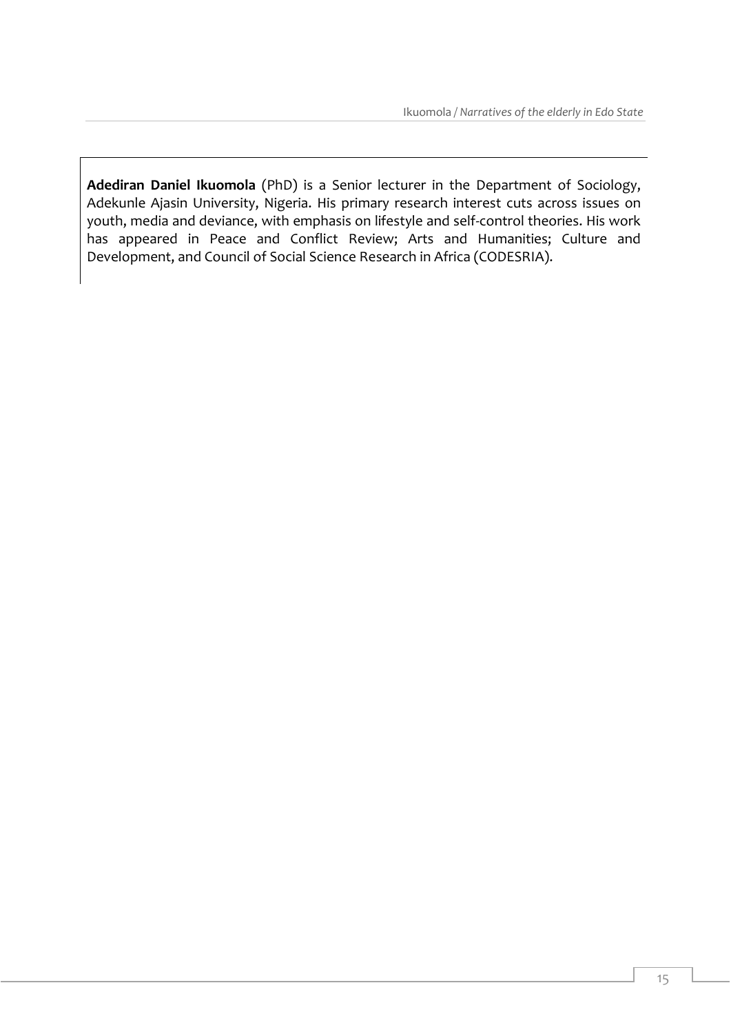**Adediran Daniel Ikuomola** (PhD) is a Senior lecturer in the Department of Sociology, Adekunle Ajasin University, Nigeria. His primary research interest cuts across issues on youth, media and deviance, with emphasis on lifestyle and self-control theories. His work has appeared in Peace and Conflict Review; Arts and Humanities; Culture and Development, and Council of Social Science Research in Africa (CODESRIA).